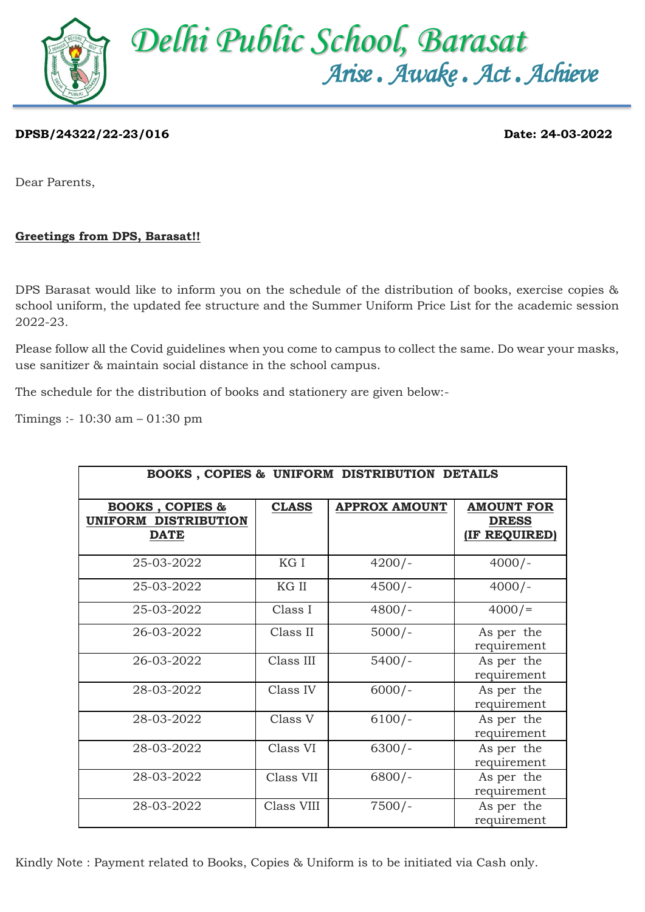# Delhi Public School, Barasat

*Arise . Awake . Act . Achieve*

**DPSB/24322/22-23/016** **Date: 24-03-2022**

Dear Parents,

**Greetings from DPS, Barasat!!**

DPS Barasat would like to inform you on the schedule of the distribution of books, exercise copies & school uniform, the updated fee structure and the Summer Uniform Price List for the academic session 2022-23.

Please follow all the Covid guidelines when you come to campus to collect the same. Do wear your masks, use sanitizer & maintain social distance in the school campus.

The schedule for the distribution of books and stationery are given below:-

Timings :- 10:30 am – 01:30 pm

| BOOKS , COPIES & UNIFORM DISTRIBUTION DETAILS | | | |
|---|---|---|---|
| **BOOKS , COPIES & UNIFORM DISTRIBUTION DATE** | **CLASS** | **APPROX AMOUNT** | **AMOUNT FOR DRESS (IF REQUIRED)** |
| 25-03-2022 | KG I | 4200/- | 4000/- |
| 25-03-2022 | KG II | 4500/- | 4000/- |
| 25-03-2022 | Class I | 4800/- | 4000/= |
| 26-03-2022 | Class II | 5000/- | As per the requirement |
| 26-03-2022 | Class III | 5400/- | As per the requirement |
| 28-03-2022 | Class IV | 6000/- | As per the requirement |
| 28-03-2022 | Class V | 6100/- | As per the requirement |
| 28-03-2022 | Class VI | 6300/- | As per the requirement |
| 28-03-2022 | Class VII | 6800/- | As per the requirement |
| 28-03-2022 | Class VIII | 7500/- | As per the requirement |

Kindly Note : Payment related to Books, Copies & Uniform is to be initiated via Cash only.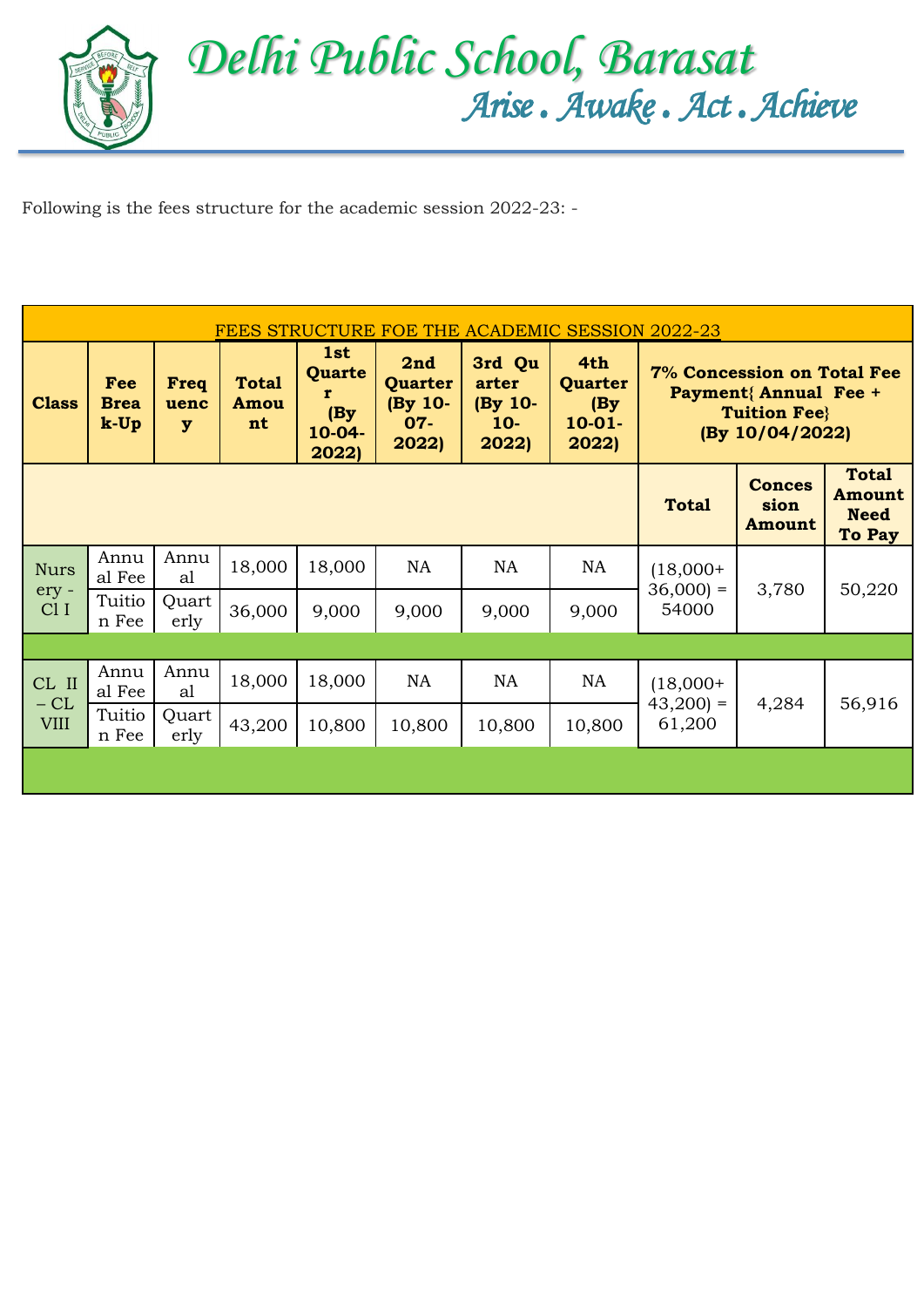# Delhi Public School, Barasat

*Arise . Awake . Act . Achieve*

Following is the fees structure for the academic session 2022-23: -

| FEES STRUCTURE FOE THE ACADEMIC SESSION 2022-23 | | | | | | | | | | |
|---|---|---|---|---|---|---|---|---|---|---|
| **Class** | **Fee Break-Up** | **Frequency** | **Total Amount** | **1st Quarter (By 10-04-2022)** | **2nd Quarter (By 10-07-2022)** | **3rd Quarter (By 10-10-2022)** | **4th Quarter (By 10-01-2022)** | **7% Concession on Total Fee Payment{ Annual Fee + Tuition Fee} (By 10/04/2022)** | | |
| | | | | | | | | **Total** | **Concession Amount** | **Total Amount Need To Pay** |
| Nursery - Cl I | Annual Fee | Annual | 18,000 | 18,000 | NA | NA | NA | (18,000+ 36,000) = 54000 | 3,780 | 50,220 |
| | Tuition Fee | Quarterly | 36,000 | 9,000 | 9,000 | 9,000 | 9,000 | | | |
| | | | | | | | | | | |
| CL II – CL VIII | Annual Fee | Annual | 18,000 | 18,000 | NA | NA | NA | (18,000+ 43,200) = 61,200 | 4,284 | 56,916 |
| | Tuition Fee | Quarterly | 43,200 | 10,800 | 10,800 | 10,800 | 10,800 | | | |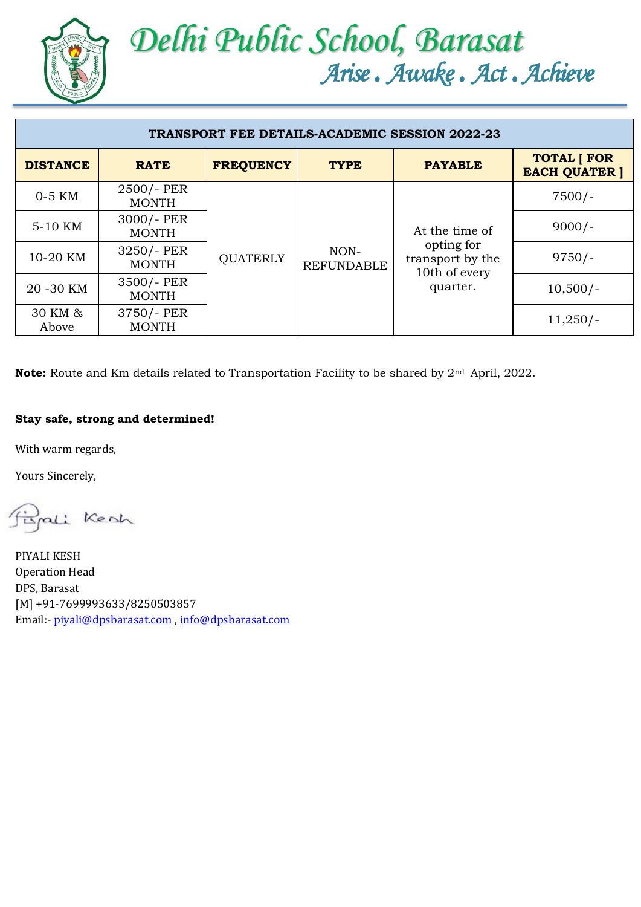# Delhi Public School, Barasat

*Arise . Awake . Act . Achieve*

| TRANSPORT FEE DETAILS-ACADEMIC SESSION 2022-23 | | | | | |
|---|---|---|---|---|---|
| **DISTANCE** | **RATE** | **FREQUENCY** | **TYPE** | **PAYABLE** | **TOTAL [ FOR EACH QUATER ]** |
| 0-5 KM | 2500/- PER MONTH | QUATERLY | NON-REFUNDABLE | At the time of opting for transport by the 10th of every quarter. | 7500/- |
| 5-10 KM | 3000/- PER MONTH | | | | 9000/- |
| 10-20 KM | 3250/- PER MONTH | | | | 9750/- |
| 20 -30 KM | 3500/- PER MONTH | | | | 10,500/- |
| 30 KM & Above | 3750/- PER MONTH | | | | 11,250/- |

**Note:** Route and Km details related to Transportation Facility to be shared by 2nd April, 2022.

**Stay safe, strong and determined!**

With warm regards,

Yours Sincerely,

PIYALI KESH
Operation Head
DPS, Barasat
[M] +91-7699993633/8250503857
Email:- piyali@dpsbarasat.com , info@dpsbarasat.com